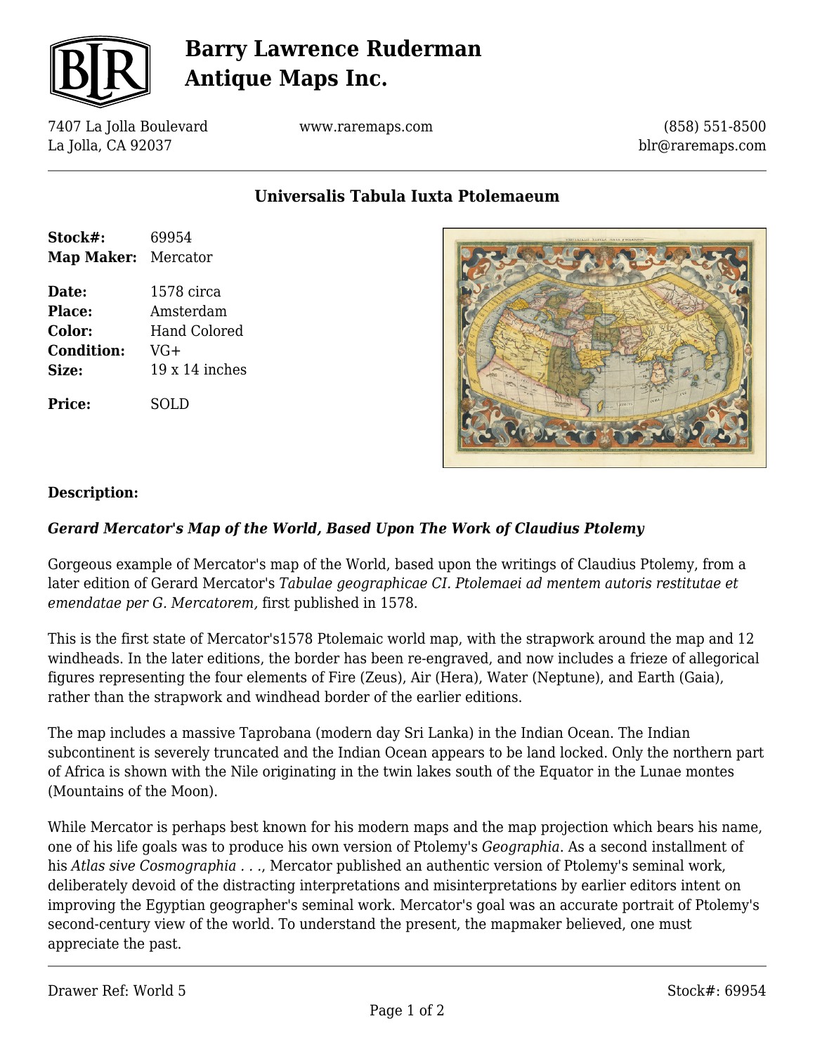# Barry Lawrence Ruderman Antique Maps Inc.

7407 La Jolla Boulevard
La Jolla, CA 92037

www.raremaps.com

(858) 551-8500
blr@raremaps.com

## Universalis Tabula Iuxta Ptolemaeum

| | |
|---|---|
| **Stock#:** | 69954 |
| **Map Maker:** | Mercator |
| **Date:** | 1578 circa |
| **Place:** | Amsterdam |
| **Color:** | Hand Colored |
| **Condition:** | VG+ |
| **Size:** | 19 x 14 inches |
| **Price:** | SOLD |

**Description:**

***Gerard Mercator's Map of the World, Based Upon The Work of Claudius Ptolemy***

Gorgeous example of Mercator's map of the World, based upon the writings of Claudius Ptolemy, from a later edition of Gerard Mercator's *Tabulae geographicae CI. Ptolemaei ad mentem autoris restitutae et emendatae per G. Mercatorem,* first published in 1578.

This is the first state of Mercator's1578 Ptolemaic world map, with the strapwork around the map and 12 windheads. In the later editions, the border has been re-engraved, and now includes a frieze of allegorical figures representing the four elements of Fire (Zeus), Air (Hera), Water (Neptune), and Earth (Gaia), rather than the strapwork and windhead border of the earlier editions.

The map includes a massive Taprobana (modern day Sri Lanka) in the Indian Ocean. The Indian subcontinent is severely truncated and the Indian Ocean appears to be land locked. Only the northern part of Africa is shown with the Nile originating in the twin lakes south of the Equator in the Lunae montes (Mountains of the Moon).

While Mercator is perhaps best known for his modern maps and the map projection which bears his name, one of his life goals was to produce his own version of Ptolemy's *Geographia*. As a second installment of his *Atlas sive Cosmographia . . .*, Mercator published an authentic version of Ptolemy's seminal work, deliberately devoid of the distracting interpretations and misinterpretations by earlier editors intent on improving the Egyptian geographer's seminal work. Mercator's goal was an accurate portrait of Ptolemy's second-century view of the world. To understand the present, the mapmaker believed, one must appreciate the past.

Drawer Ref: World 5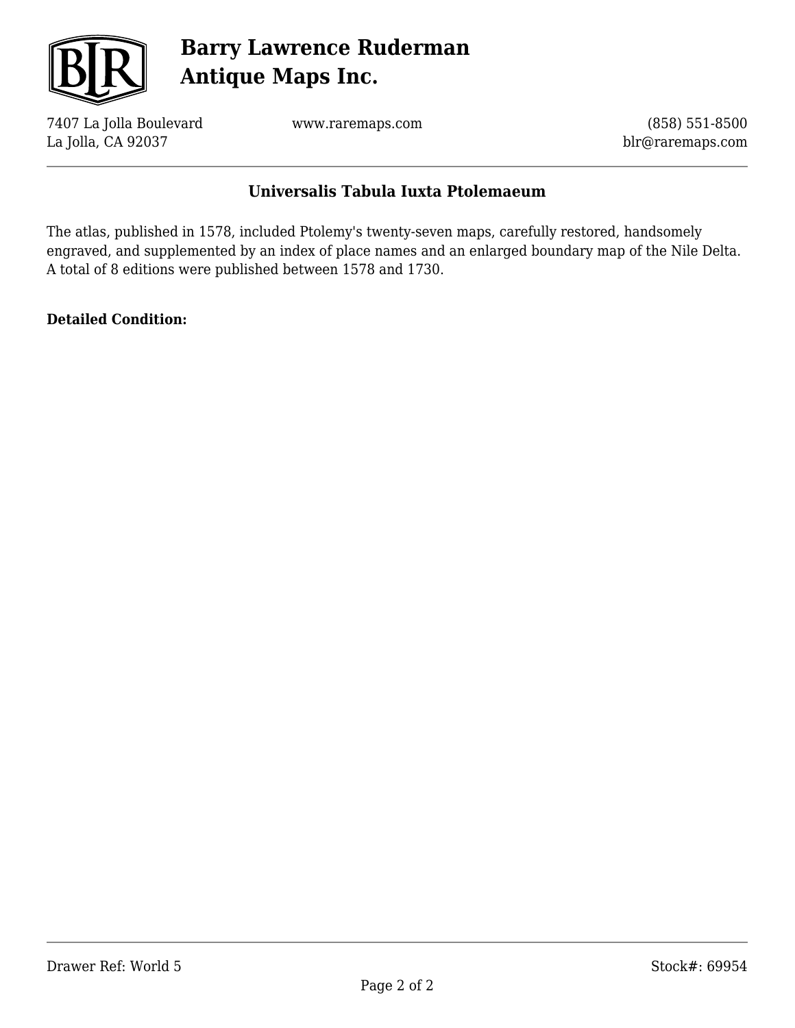## Universalis Tabula Iuxta Ptolemaeum

The atlas, published in 1578, included Ptolemy's twenty-seven maps, carefully restored, handsomely engraved, and supplemented by an index of place names and an enlarged boundary map of the Nile Delta. A total of 8 editions were published between 1578 and 1730.

**Detailed Condition:**